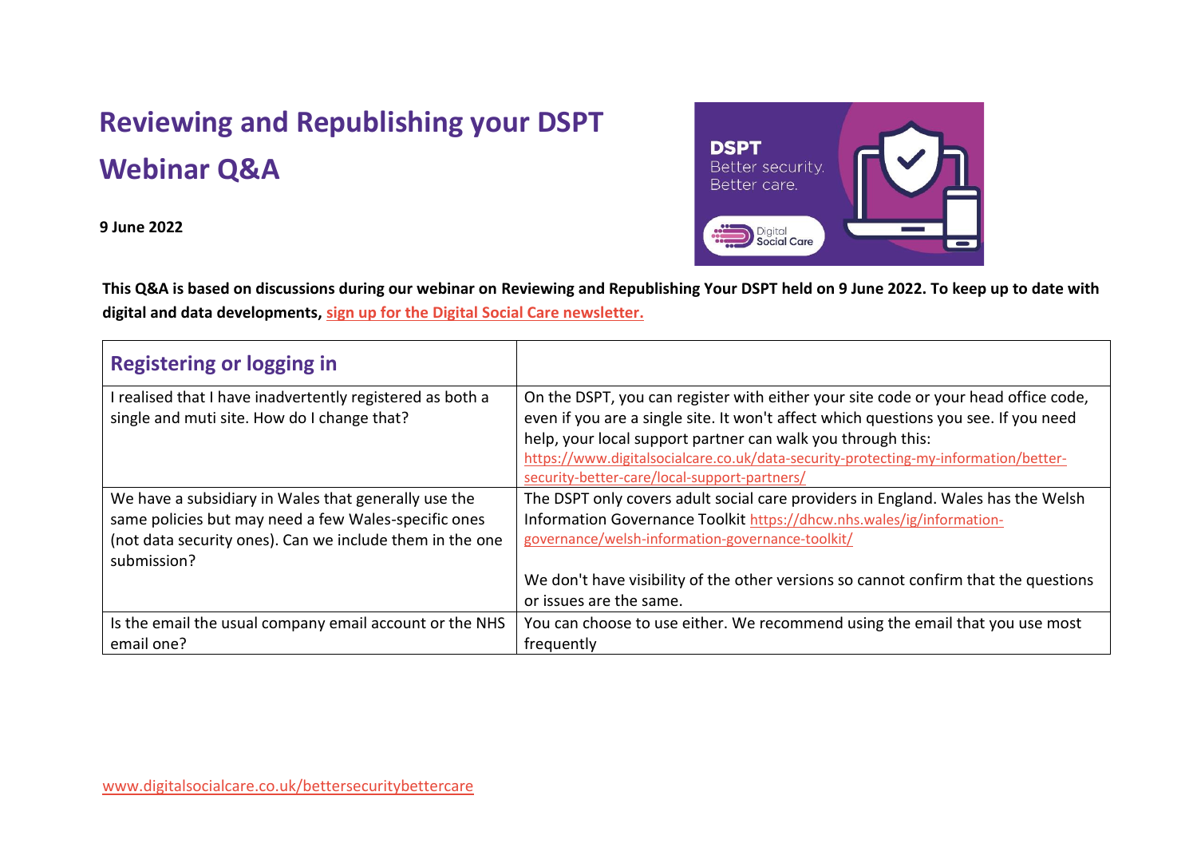# Reviewing and Republishing your DSPT Webinar Q&A

**9 June 2022**

**This Q&A is based on discussions during our webinar on Reviewing and Republishing Your DSPT held on 9 June 2022. To keep up to date with digital and data developments, sign up for the Digital Social Care newsletter.**

| Registering or logging in | |
|---|---|
| I realised that I have inadvertently registered as both a single and muti site. How do I change that? | On the DSPT, you can register with either your site code or your head office code, even if you are a single site. It won't affect which questions you see. If you need help, your local support partner can walk you through this: https://www.digitalsocialcare.co.uk/data-security-protecting-my-information/better-security-better-care/local-support-partners/ |
| We have a subsidiary in Wales that generally use the same policies but may need a few Wales-specific ones (not data security ones). Can we include them in the one submission? | The DSPT only covers adult social care providers in England. Wales has the Welsh Information Governance Toolkit https://dhcw.nhs.wales/ig/information-governance/welsh-information-governance-toolkit/<br><br>We don't have visibility of the other versions so cannot confirm that the questions or issues are the same. |
| Is the email the usual company email account or the NHS email one? | You can choose to use either. We recommend using the email that you use most frequently |

www.digitalsocialcare.co.uk/bettersecuritybettercare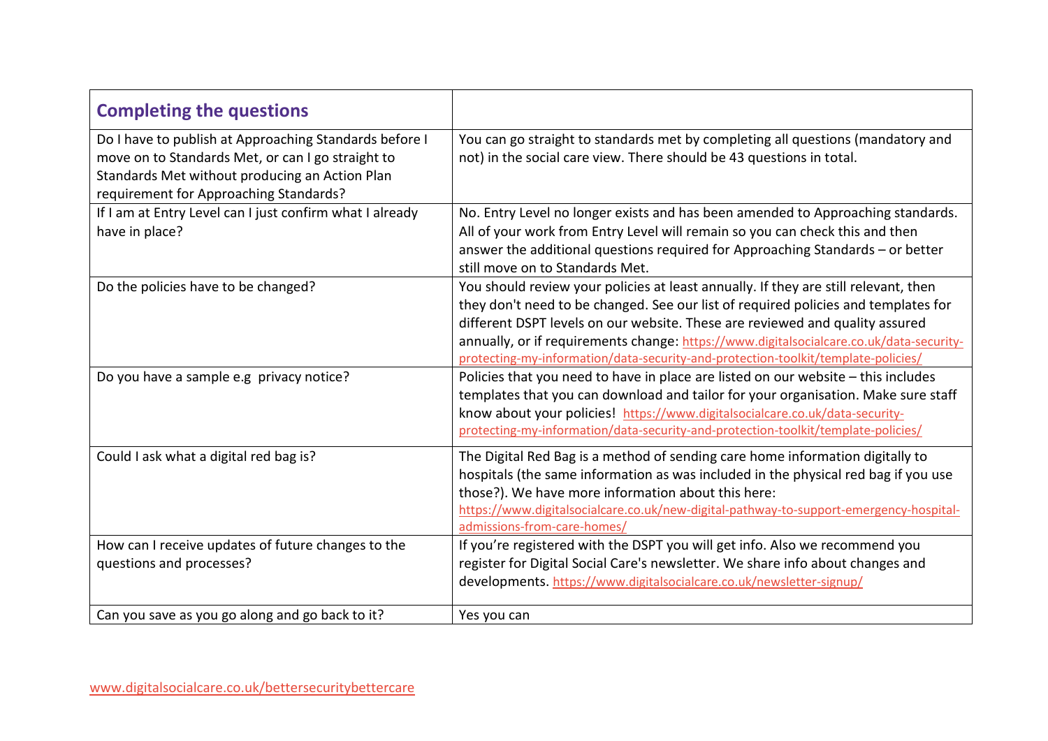| **Completing the questions** | |
|---|---|
| Do I have to publish at Approaching Standards before I move on to Standards Met, or can I go straight to Standards Met without producing an Action Plan requirement for Approaching Standards? | You can go straight to standards met by completing all questions (mandatory and not) in the social care view. There should be 43 questions in total. |
| If I am at Entry Level can I just confirm what I already have in place? | No. Entry Level no longer exists and has been amended to Approaching standards. All of your work from Entry Level will remain so you can check this and then answer the additional questions required for Approaching Standards – or better still move on to Standards Met. |
| Do the policies have to be changed? | You should review your policies at least annually. If they are still relevant, then they don't need to be changed. See our list of required policies and templates for different DSPT levels on our website. These are reviewed and quality assured annually, or if requirements change: https://www.digitalsocialcare.co.uk/data-security-protecting-my-information/data-security-and-protection-toolkit/template-policies/ |
| Do you have a sample e.g privacy notice? | Policies that you need to have in place are listed on our website – this includes templates that you can download and tailor for your organisation. Make sure staff know about your policies! https://www.digitalsocialcare.co.uk/data-security-protecting-my-information/data-security-and-protection-toolkit/template-policies/ |
| Could I ask what a digital red bag is? | The Digital Red Bag is a method of sending care home information digitally to hospitals (the same information as was included in the physical red bag if you use those?). We have more information about this here: https://www.digitalsocialcare.co.uk/new-digital-pathway-to-support-emergency-hospital-admissions-from-care-homes/ |
| How can I receive updates of future changes to the questions and processes? | If you're registered with the DSPT you will get info. Also we recommend you register for Digital Social Care's newsletter. We share info about changes and developments. https://www.digitalsocialcare.co.uk/newsletter-signup/ |
| Can you save as you go along and go back to it? | Yes you can |

www.digitalsocialcare.co.uk/bettersecuritybettercare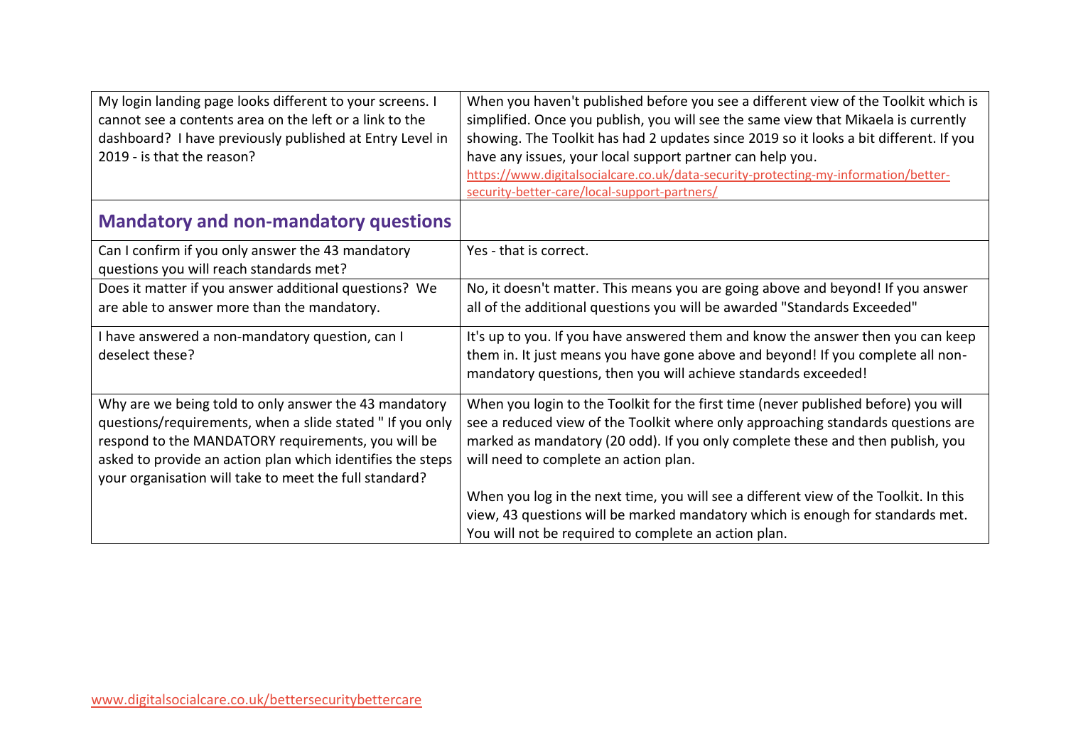| | |
|---|---|
| My login landing page looks different to your screens. I cannot see a contents area on the left or a link to the dashboard? I have previously published at Entry Level in 2019 - is that the reason? | When you haven't published before you see a different view of the Toolkit which is simplified. Once you publish, you will see the same view that Mikaela is currently showing. The Toolkit has had 2 updates since 2019 so it looks a bit different. If you have any issues, your local support partner can help you. https://www.digitalsocialcare.co.uk/data-security-protecting-my-information/better-security-better-care/local-support-partners/ |

## Mandatory and non-mandatory questions

| | |
|---|---|
| Can I confirm if you only answer the 43 mandatory questions you will reach standards met? | Yes - that is correct. |
| Does it matter if you answer additional questions? We are able to answer more than the mandatory. | No, it doesn't matter. This means you are going above and beyond! If you answer all of the additional questions you will be awarded "Standards Exceeded" |
| I have answered a non-mandatory question, can I deselect these? | It's up to you. If you have answered them and know the answer then you can keep them in. It just means you have gone above and beyond! If you complete all non-mandatory questions, then you will achieve standards exceeded! |
| Why are we being told to only answer the 43 mandatory questions/requirements, when a slide stated " If you only respond to the MANDATORY requirements, you will be asked to provide an action plan which identifies the steps your organisation will take to meet the full standard? | When you login to the Toolkit for the first time (never published before) you will see a reduced view of the Toolkit where only approaching standards questions are marked as mandatory (20 odd). If you only complete these and then publish, you will need to complete an action plan. <br><br> When you log in the next time, you will see a different view of the Toolkit. In this view, 43 questions will be marked mandatory which is enough for standards met. You will not be required to complete an action plan. |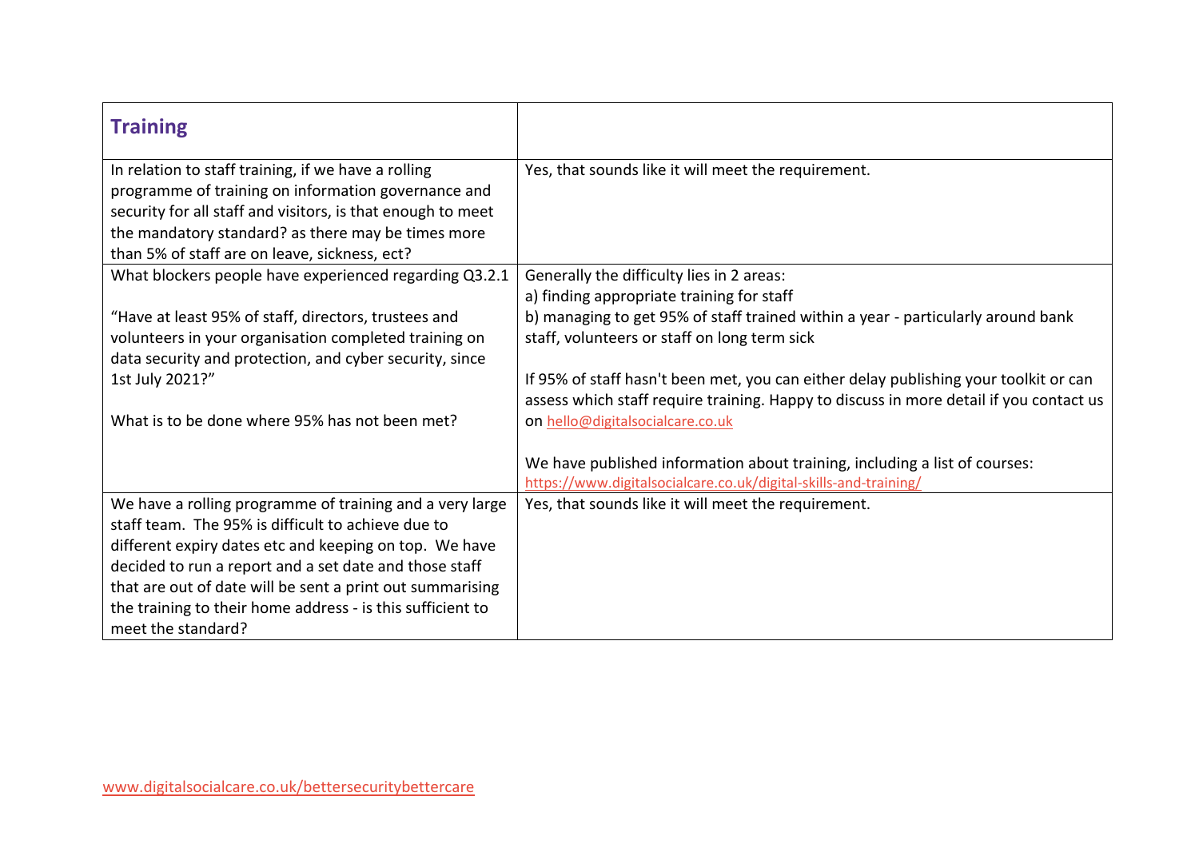| **Training** | |
|---|---|
| In relation to staff training, if we have a rolling programme of training on information governance and security for all staff and visitors, is that enough to meet the mandatory standard? as there may be times more than 5% of staff are on leave, sickness, ect? | Yes, that sounds like it will meet the requirement. |
| What blockers people have experienced regarding Q3.2.1<br><br>"Have at least 95% of staff, directors, trustees and volunteers in your organisation completed training on data security and protection, and cyber security, since 1st July 2021?"<br><br>What is to be done where 95% has not been met? | Generally the difficulty lies in 2 areas:<br>a) finding appropriate training for staff<br>b) managing to get 95% of staff trained within a year - particularly around bank staff, volunteers or staff on long term sick<br><br>If 95% of staff hasn't been met, you can either delay publishing your toolkit or can assess which staff require training. Happy to discuss in more detail if you contact us on hello@digitalsocialcare.co.uk<br><br>We have published information about training, including a list of courses: https://www.digitalsocialcare.co.uk/digital-skills-and-training/ |
| We have a rolling programme of training and a very large staff team. The 95% is difficult to achieve due to different expiry dates etc and keeping on top. We have decided to run a report and a set date and those staff that are out of date will be sent a print out summarising the training to their home address - is this sufficient to meet the standard? | Yes, that sounds like it will meet the requirement. |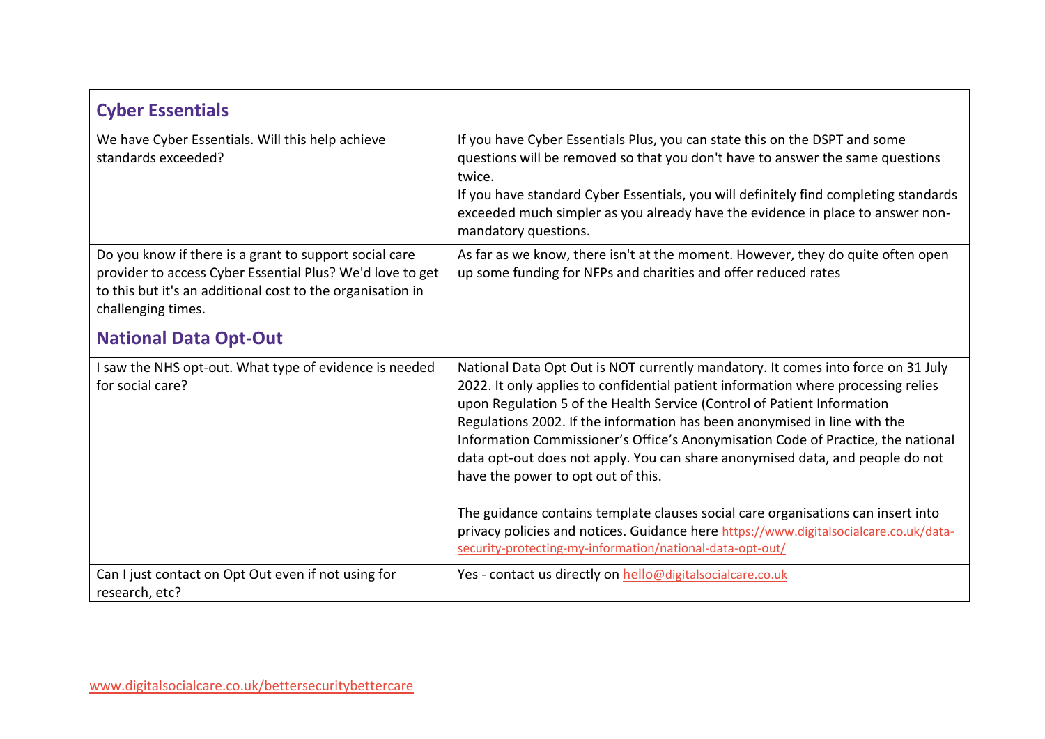| **Cyber Essentials** | |
|---|---|
| We have Cyber Essentials. Will this help achieve standards exceeded? | If you have Cyber Essentials Plus, you can state this on the DSPT and some questions will be removed so that you don't have to answer the same questions twice.<br>If you have standard Cyber Essentials, you will definitely find completing standards exceeded much simpler as you already have the evidence in place to answer non-mandatory questions. |
| Do you know if there is a grant to support social care provider to access Cyber Essential Plus? We'd love to get to this but it's an additional cost to the organisation in challenging times. | As far as we know, there isn't at the moment. However, they do quite often open up some funding for NFPs and charities and offer reduced rates |
| **National Data Opt-Out** | |
| I saw the NHS opt-out. What type of evidence is needed for social care? | National Data Opt Out is NOT currently mandatory. It comes into force on 31 July 2022. It only applies to confidential patient information where processing relies upon Regulation 5 of the Health Service (Control of Patient Information Regulations 2002. If the information has been anonymised in line with the Information Commissioner's Office's Anonymisation Code of Practice, the national data opt-out does not apply. You can share anonymised data, and people do not have the power to opt out of this.<br><br>The guidance contains template clauses social care organisations can insert into privacy policies and notices. Guidance here https://www.digitalsocialcare.co.uk/data-security-protecting-my-information/national-data-opt-out/ |
| Can I just contact on Opt Out even if not using for research, etc? | Yes - contact us directly on hello@digitalsocialcare.co.uk |

www.digitalsocialcare.co.uk/bettersecuritybettercare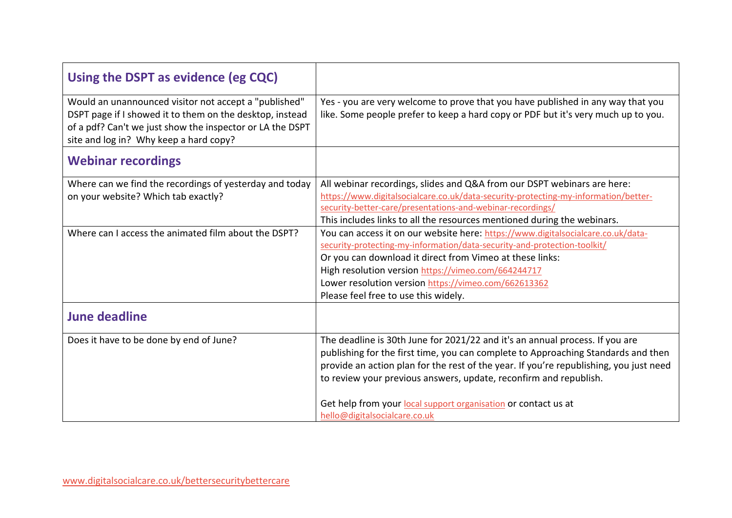| Using the DSPT as evidence (eg CQC) | |
|---|---|
| Would an unannounced visitor not accept a "published" DSPT page if I showed it to them on the desktop, instead of a pdf? Can't we just show the inspector or LA the DSPT site and log in? Why keep a hard copy? | Yes - you are very welcome to prove that you have published in any way that you like. Some people prefer to keep a hard copy or PDF but it's very much up to you. |
| **Webinar recordings** | |
| Where can we find the recordings of yesterday and today on your website? Which tab exactly? | All webinar recordings, slides and Q&A from our DSPT webinars are here: https://www.digitalsocialcare.co.uk/data-security-protecting-my-information/better-security-better-care/presentations-and-webinar-recordings/ This includes links to all the resources mentioned during the webinars. |
| Where can I access the animated film about the DSPT? | You can access it on our website here: https://www.digitalsocialcare.co.uk/data-security-protecting-my-information/data-security-and-protection-toolkit/ Or you can download it direct from Vimeo at these links: High resolution version https://vimeo.com/664244717 Lower resolution version https://vimeo.com/662613362 Please feel free to use this widely. |
| **June deadline** | |
| Does it have to be done by end of June? | The deadline is 30th June for 2021/22 and it's an annual process. If you are publishing for the first time, you can complete to Approaching Standards and then provide an action plan for the rest of the year. If you're republishing, you just need to review your previous answers, update, reconfirm and republish. Get help from your local support organisation or contact us at hello@digitalsocialcare.co.uk |

www.digitalsocialcare.co.uk/bettersecuritybettercare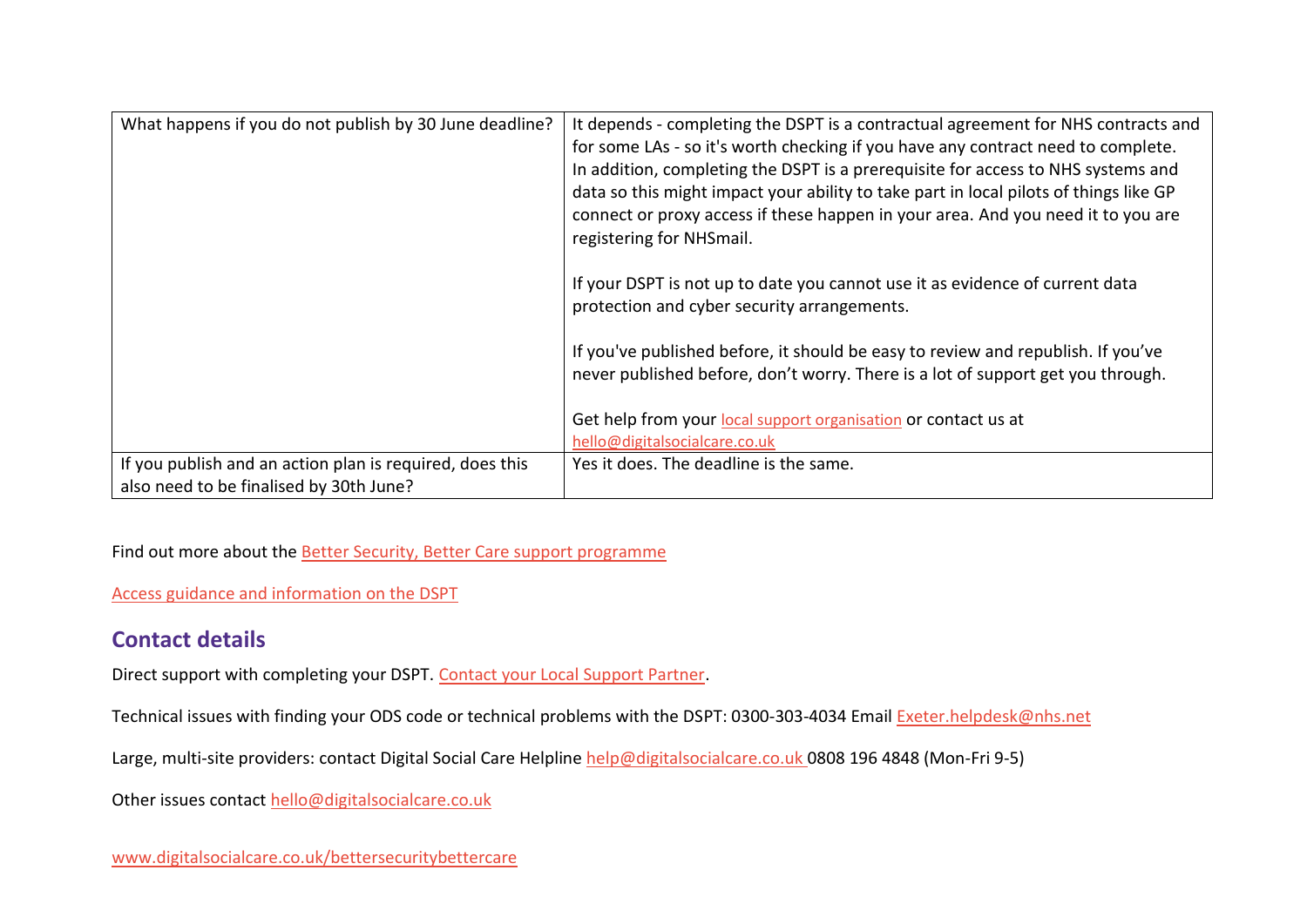| | |
|---|---|
| What happens if you do not publish by 30 June deadline? | It depends - completing the DSPT is a contractual agreement for NHS contracts and for some LAs - so it's worth checking if you have any contract need to complete. In addition, completing the DSPT is a prerequisite for access to NHS systems and data so this might impact your ability to take part in local pilots of things like GP connect or proxy access if these happen in your area. And you need it to you are registering for NHSmail.<br><br>If your DSPT is not up to date you cannot use it as evidence of current data protection and cyber security arrangements.<br><br>If you've published before, it should be easy to review and republish. If you've never published before, don't worry. There is a lot of support get you through.<br><br>Get help from your local support organisation or contact us at hello@digitalsocialcare.co.uk |
| If you publish and an action plan is required, does this also need to be finalised by 30th June? | Yes it does. The deadline is the same. |

Find out more about the Better Security, Better Care support programme

Access guidance and information on the DSPT

## Contact details

Direct support with completing your DSPT. Contact your Local Support Partner.

Technical issues with finding your ODS code or technical problems with the DSPT: 0300-303-4034 Email Exeter.helpdesk@nhs.net

Large, multi-site providers: contact Digital Social Care Helpline help@digitalsocialcare.co.uk 0808 196 4848 (Mon-Fri 9-5)

Other issues contact hello@digitalsocialcare.co.uk

www.digitalsocialcare.co.uk/bettersecuritybettercare